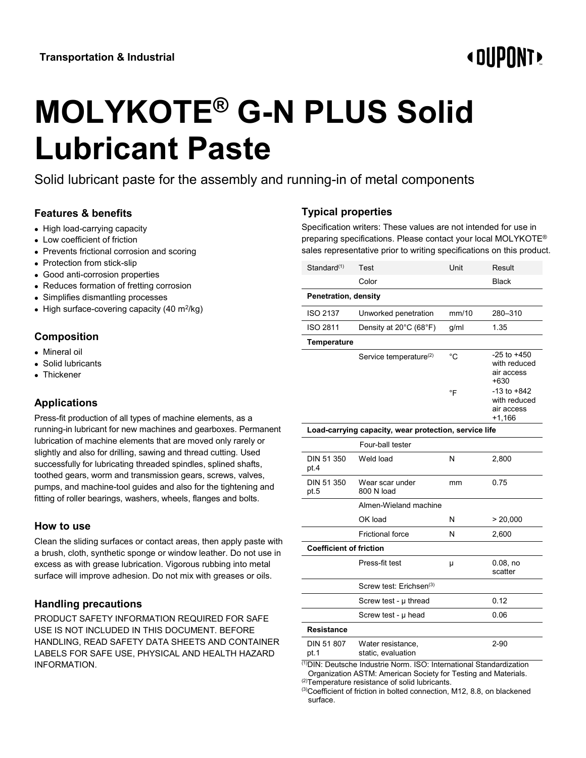Transportation & Industrial

# MOLYKOTE® G-N PLUS Solid Lubricant Paste

Solid lubricant paste for the assembly and running-in of metal components

## Features & benefits

- High load-carrying capacity
- Low coefficient of friction
- Prevents frictional corrosion and scoring
- Protection from stick-slip
- Good anti-corrosion properties
- Reduces formation of fretting corrosion
- Simplifies dismantling processes
- High surface-covering capacity (40 $m^2$/kg)

## Composition

- Mineral oil
- Solid lubricants
- Thickener

## Applications

Press-fit production of all types of machine elements, as a running-in lubricant for new machines and gearboxes. Permanent lubrication of machine elements that are moved only rarely or slightly and also for drilling, sawing and thread cutting. Used successfully for lubricating threaded spindles, splined shafts, toothed gears, worm and transmission gears, screws, valves, pumps, and machine-tool guides and also for the tightening and fitting of roller bearings, washers, wheels, flanges and bolts.

## How to use

Clean the sliding surfaces or contact areas, then apply paste with a brush, cloth, synthetic sponge or window leather. Do not use in excess as with grease lubrication. Vigorous rubbing into metal surface will improve adhesion. Do not mix with greases or oils.

## Handling precautions

PRODUCT SAFETY INFORMATION REQUIRED FOR SAFE USE IS NOT INCLUDED IN THIS DOCUMENT. BEFORE HANDLING, READ SAFETY DATA SHEETS AND CONTAINER LABELS FOR SAFE USE, PHYSICAL AND HEALTH HAZARD INFORMATION.

## Typical properties

Specification writers: These values are not intended for use in preparing specifications. Please contact your local MOLYKOTE® sales representative prior to writing specifications on this product.

| Standard[1] | Test | Unit | Result |
|---|---|---|---|
| | Color | | Black |
| **Penetration, density** | | | |
| ISO 2137 | Unworked penetration | mm/10 | 280–310 |
| ISO 2811 | Density at 20°C (68°F) | g/ml | 1.35 |
| **Temperature** | | | |
| | Service temperature[2] | °C | -25 to +450 with reduced air access +630 |
| | | °F | -13 to +842 with reduced air access +1,166 |
| **Load-carrying capacity, wear protection, service life** | | | |
| | Four-ball tester | | |
| DIN 51 350 pt.4 | Weld load | N | 2,800 |
| DIN 51 350 pt.5 | Wear scar under 800 N load | mm | 0.75 |
| | Almen-Wieland machine | | |
| | OK load | N | > 20,000 |
| | Frictional force | N | 2,600 |
| **Coefficient of friction** | | | |
| | Press-fit test | μ | 0.08, no scatter |
| | Screw test: Erichsen[3] | | |
| | Screw test - μ thread | | 0.12 |
| | Screw test - μ head | | 0.06 |
| **Resistance** | | | |
| DIN 51 807 pt.1 | Water resistance, static, evaluation | | 2-90 |

[1]DIN: Deutsche Industrie Norm. ISO: International Standardization Organization ASTM: American Society for Testing and Materials.
[2]Temperature resistance of solid lubricants.
[3]Coefficient of friction in bolted connection, M12, 8.8, on blackened surface.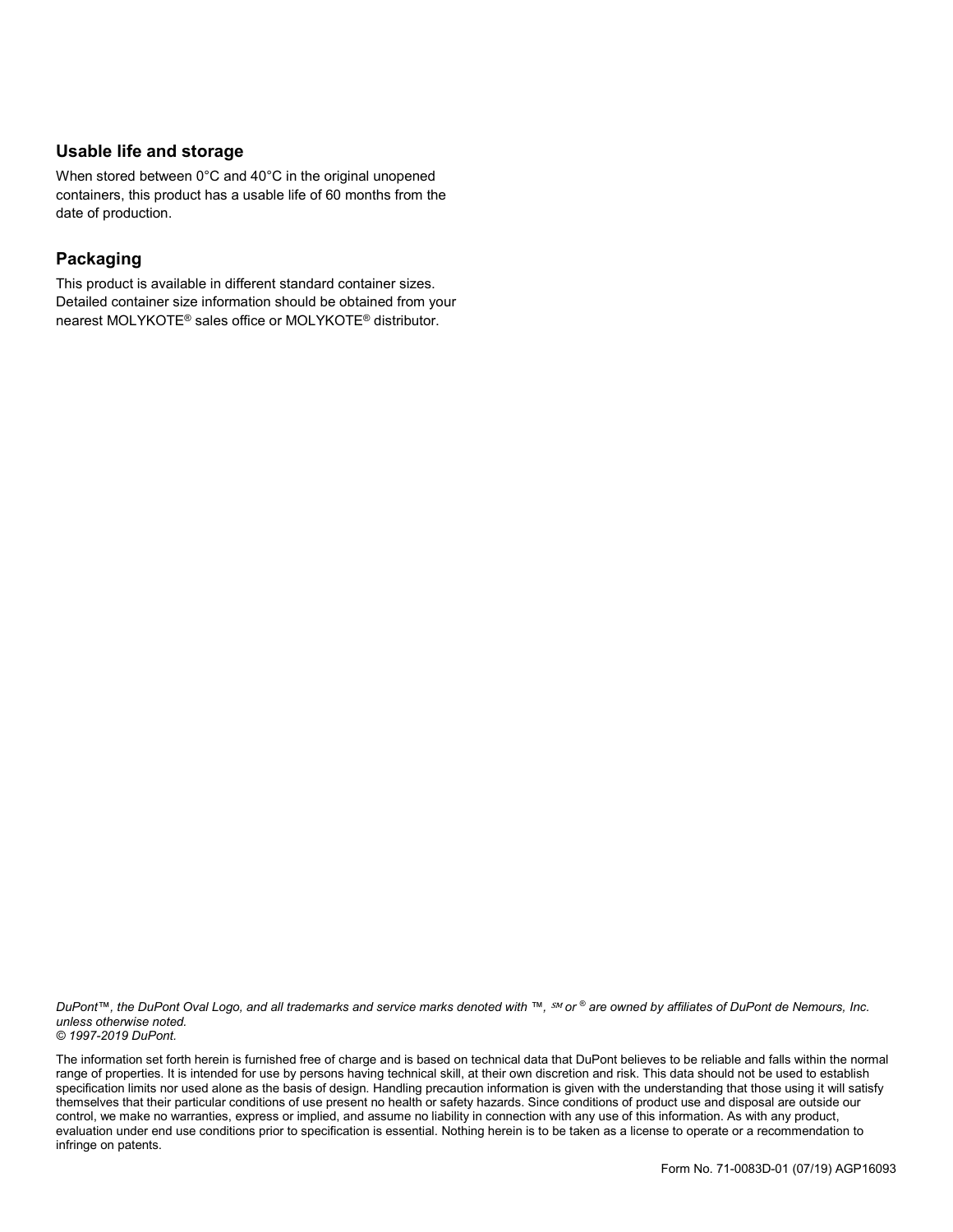## Usable life and storage

When stored between 0°C and 40°C in the original unopened containers, this product has a usable life of 60 months from the date of production.

## Packaging

This product is available in different standard container sizes. Detailed container size information should be obtained from your nearest MOLYKOTE® sales office or MOLYKOTE® distributor.

*DuPont™, the DuPont Oval Logo, and all trademarks and service marks denoted with ™, ℠ or ® are owned by affiliates of DuPont de Nemours, Inc. unless otherwise noted.*
*© 1997-2019 DuPont.*

The information set forth herein is furnished free of charge and is based on technical data that DuPont believes to be reliable and falls within the normal range of properties. It is intended for use by persons having technical skill, at their own discretion and risk. This data should not be used to establish specification limits nor used alone as the basis of design. Handling precaution information is given with the understanding that those using it will satisfy themselves that their particular conditions of use present no health or safety hazards. Since conditions of product use and disposal are outside our control, we make no warranties, express or implied, and assume no liability in connection with any use of this information. As with any product, evaluation under end use conditions prior to specification is essential. Nothing herein is to be taken as a license to operate or a recommendation to infringe on patents.

Form No. 71-0083D-01 (07/19) AGP16093